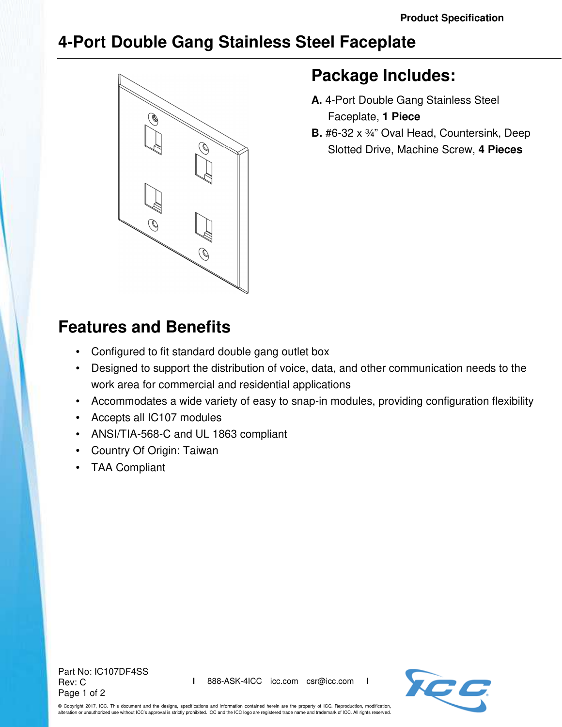Product Specification

# 4-Port Double Gang Stainless Steel Faceplate

## Package Includes:

**A.** 4-Port Double Gang Stainless Steel Faceplate, **1 Piece**

**B.** #6-32 x ¾" Oval Head, Countersink, Deep Slotted Drive, Machine Screw, **4 Pieces**

## Features and Benefits

- Configured to fit standard double gang outlet box
- Designed to support the distribution of voice, data, and other communication needs to the work area for commercial and residential applications
- Accommodates a wide variety of easy to snap-in modules, providing configuration flexibility
- Accepts all IC107 modules
- ANSI/TIA-568-C and UL 1863 compliant
- Country Of Origin: Taiwan
- TAA Compliant

Part No: IC107DF4SS
Rev: C

888-ASK-4ICC icc.com csr@icc.com

© Copyright 2017, ICC. This document and the designs, specifications and information contained herein are the property of ICC. Reproduction, modification, alteration or unauthorized use without ICC's approval is strictly prohibited. ICC and the ICC logo are registered trade name and trademark of ICC. All rights reserved.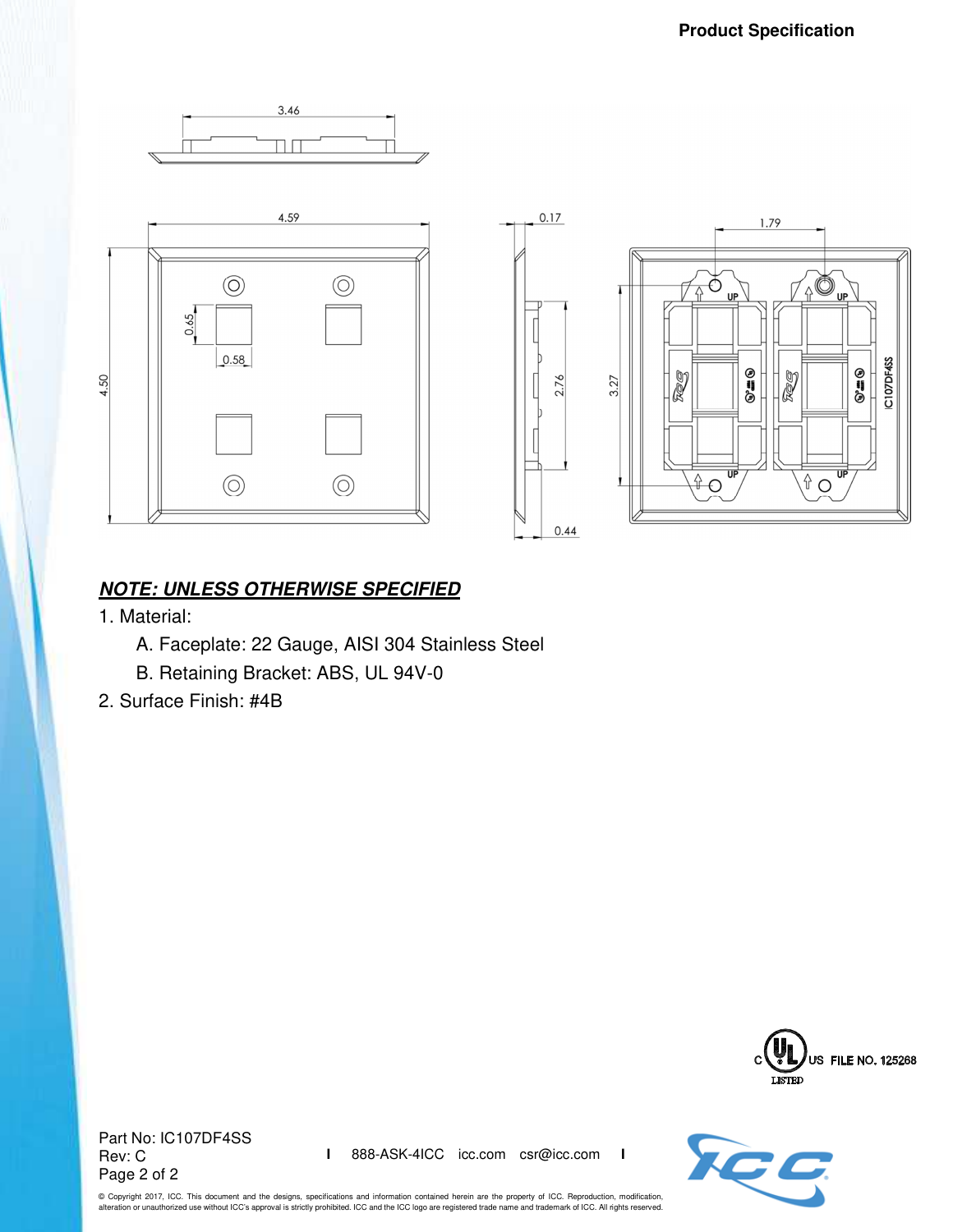3.46

4.59

0.17

1.79

0.65

0.58

4.50

2.76

3.27

0.44

UP

IC107DF4SS

***NOTE: UNLESS OTHERWISE SPECIFIED***

1. Material:
   - A. Faceplate: 22 Gauge, AISI 304 Stainless Steel
   - B. Retaining Bracket: ABS, UL 94V-0
2. Surface Finish: #4B

c UL US FILE NO. 125268
LISTED

Part No: IC107DF4SS
Rev: C

888-ASK-4ICC icc.com csr@icc.com

© Copyright 2017, ICC. This document and the designs, specifications and information contained herein are the property of ICC. Reproduction, modification, alteration or unauthorized use without ICC's approval is strictly prohibited. ICC and the ICC logo are registered trade name and trademark of ICC. All rights reserved.